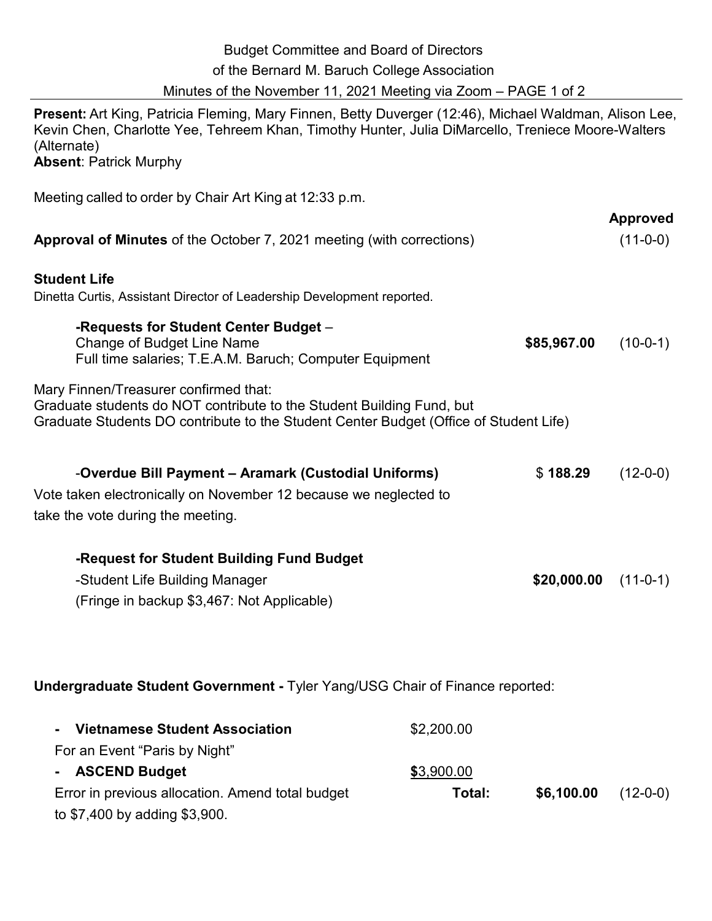Budget Committee and Board of Directors
of the Bernard M. Baruch College Association
Minutes of the November 11, 2021 Meeting via Zoom

**Present:** Art King, Patricia Fleming, Mary Finnen, Betty Duverger (12:46), Michael Waldman, Alison Lee, Kevin Chen, Charlotte Yee, Tehreem Khan, Timothy Hunter, Julia DiMarcello, Treniece Moore-Walters (Alternate)
**Absent**: Patrick Murphy

Meeting called to order by Chair Art King at 12:33 p.m.

| | | **Approved** |
|---|---|---|
| **Approval of Minutes** of the October 7, 2021 meeting (with corrections) | | (11-0-0) |

**Student Life**
Dinetta Curtis, Assistant Director of Leadership Development reported.

**-Requests for Student Center Budget** –
Change of Budget Line Name — **$85,967.00** (10-0-1)
Full time salaries; T.E.A.M. Baruch; Computer Equipment

Mary Finnen/Treasurer confirmed that:
Graduate students do NOT contribute to the Student Building Fund, but
Graduate Students DO contribute to the Student Center Budget (Office of Student Life)

-**Overdue Bill Payment – Aramark (Custodial Uniforms)** — $ **188.29** (12-0-0)
Vote taken electronically on November 12 because we neglected to take the vote during the meeting.

**-Request for Student Building Fund Budget**
-Student Life Building Manager — **$20,000.00** (11-0-1)
(Fringe in backup $3,467: Not Applicable)

**Undergraduate Student Government -** Tyler Yang/USG Chair of Finance reported:

- **Vietnamese Student Association** — $2,200.00
  For an Event "Paris by Night"
- **ASCEND Budget** — $3,900.00
  Error in previous allocation. Amend total budget to $7,400 by adding $3,900.

**Total:** **$6,100.00** (12-0-0)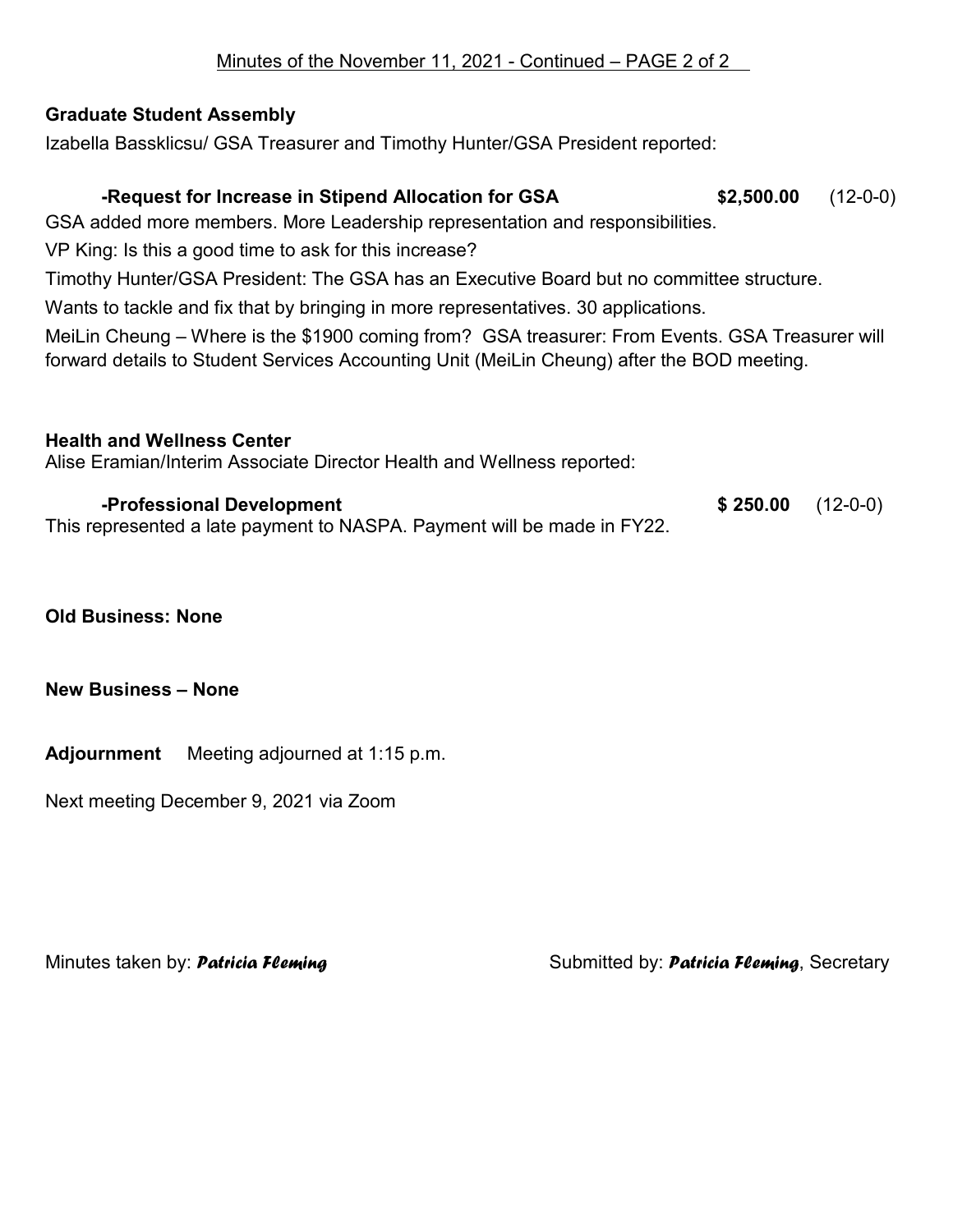Minutes of the November 11, 2021 - Continued – PAGE 2 of 2

**Graduate Student Assembly**

Izabella Bassklicsu/ GSA Treasurer and Timothy Hunter/GSA President reported:

**-Request for Increase in Stipend Allocation for GSA** **$2,500.00** (12-0-0)

GSA added more members. More Leadership representation and responsibilities.

VP King: Is this a good time to ask for this increase?

Timothy Hunter/GSA President: The GSA has an Executive Board but no committee structure.

Wants to tackle and fix that by bringing in more representatives. 30 applications.

MeiLin Cheung – Where is the $1900 coming from? GSA treasurer: From Events. GSA Treasurer will forward details to Student Services Accounting Unit (MeiLin Cheung) after the BOD meeting.

**Health and Wellness Center**

Alise Eramian/Interim Associate Director Health and Wellness reported:

**-Professional Development** **$ 250.00** (12-0-0)

This represented a late payment to NASPA. Payment will be made in FY22.

**Old Business: None**

**New Business – None**

**Adjournment** Meeting adjourned at 1:15 p.m.

Next meeting December 9, 2021 via Zoom

Minutes taken by: ***Patricia Fleming*** Submitted by: ***Patricia Fleming***, Secretary